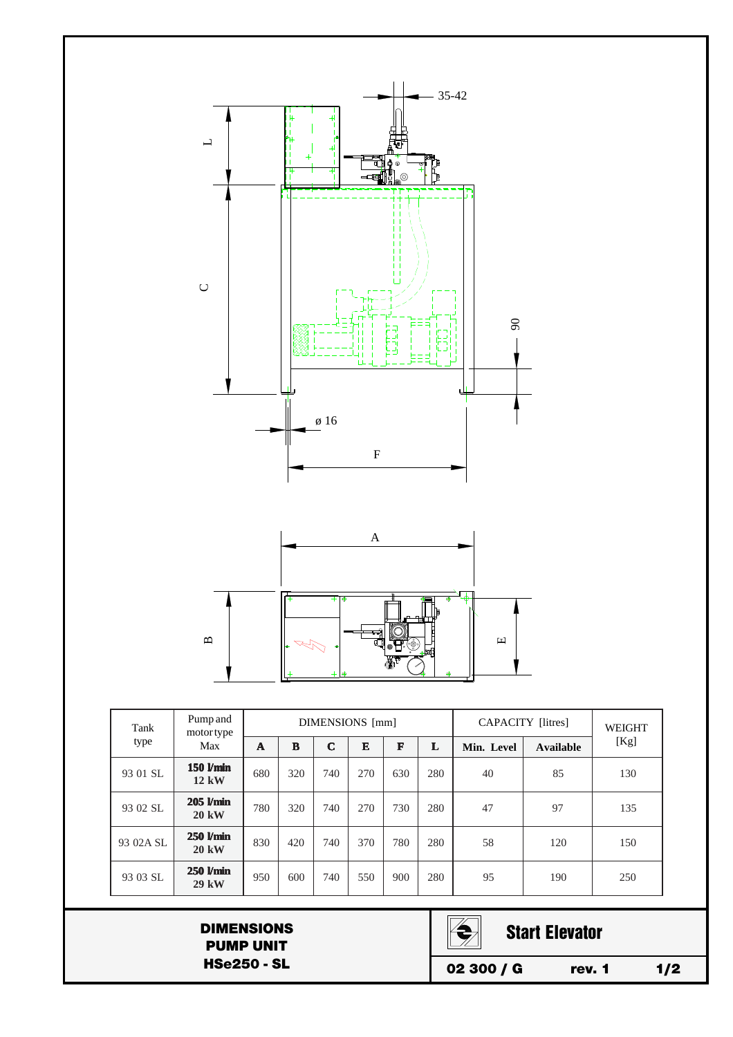35-42

L

C

90

ø 16

F

A

B

E

| Tank type | Pump and motor type Max | DIMENSIONS [mm] | | | | | | CAPACITY [litres] | | WEIGHT [Kg] |
|---|---|---|---|---|---|---|---|---|---|---|
| | | **A** | **B** | **C** | **E** | **F** | **L** | **Min. Level** | **Available** | |
| 93 01 SL | **150 l/min 12 kW** | 680 | 320 | 740 | 270 | 630 | 280 | 40 | 85 | 130 |
| 93 02 SL | **205 l/min 20 kW** | 780 | 320 | 740 | 270 | 730 | 280 | 47 | 97 | 135 |
| 93 02A SL | **250 l/min 20 kW** | 830 | 420 | 740 | 370 | 780 | 280 | 58 | 120 | 150 |
| 93 03 SL | **250 l/min 29 kW** | 950 | 600 | 740 | 550 | 900 | 280 | 95 | 190 | 250 |

**DIMENSIONS PUMP UNIT HSe250 - SL**

**Start Elevator**

**02 300 / G** **rev. 1**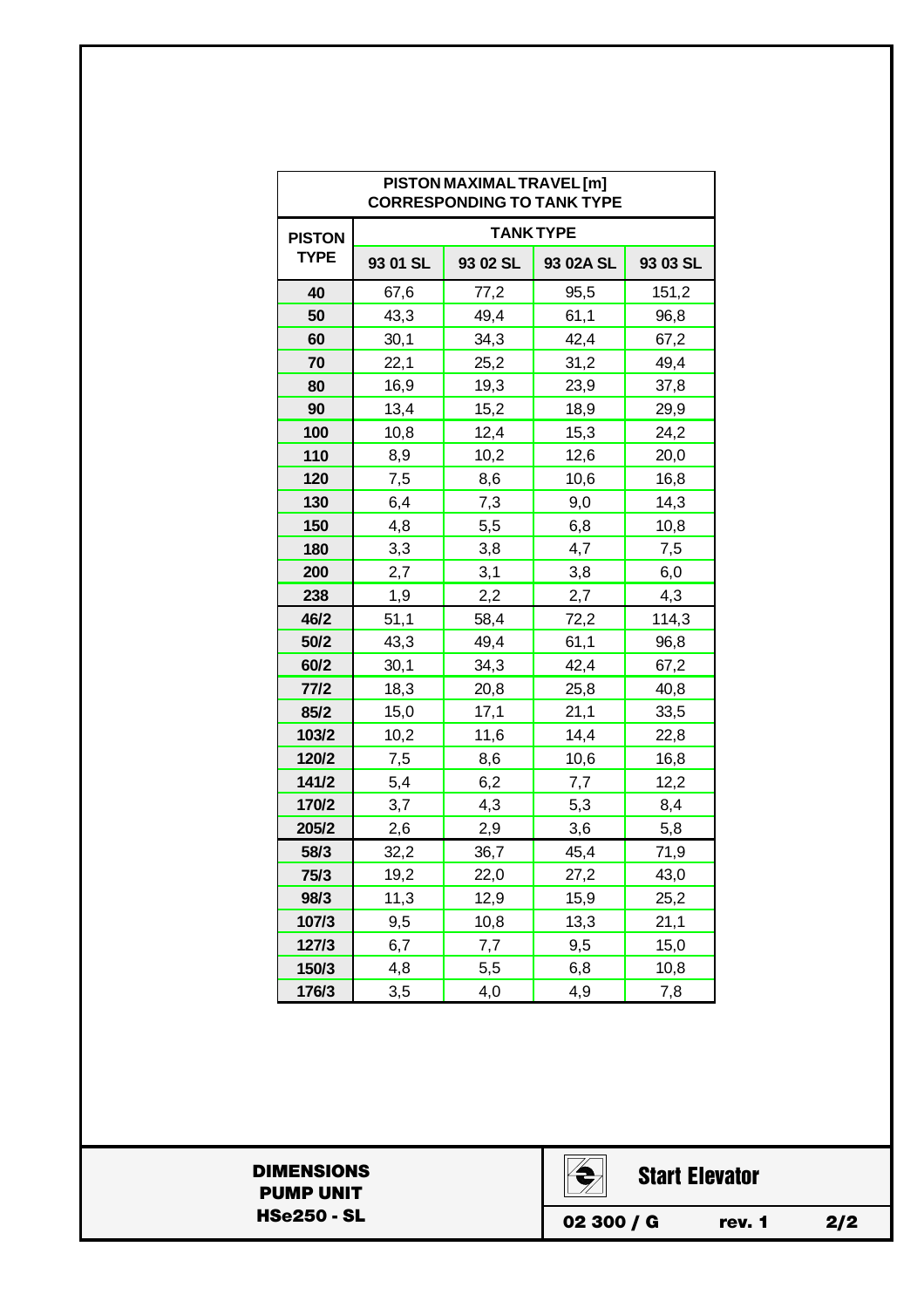**PISTON MAXIMAL TRAVEL [m] CORRESPONDING TO TANK TYPE**

| PISTON TYPE | TANK TYPE | | | |
|---|---|---|---|---|
| | 93 01 SL | 93 02 SL | 93 02A SL | 93 03 SL |
| 40 | 67,6 | 77,2 | 95,5 | 151,2 |
| 50 | 43,3 | 49,4 | 61,1 | 96,8 |
| 60 | 30,1 | 34,3 | 42,4 | 67,2 |
| 70 | 22,1 | 25,2 | 31,2 | 49,4 |
| 80 | 16,9 | 19,3 | 23,9 | 37,8 |
| 90 | 13,4 | 15,2 | 18,9 | 29,9 |
| 100 | 10,8 | 12,4 | 15,3 | 24,2 |
| 110 | 8,9 | 10,2 | 12,6 | 20,0 |
| 120 | 7,5 | 8,6 | 10,6 | 16,8 |
| 130 | 6,4 | 7,3 | 9,0 | 14,3 |
| 150 | 4,8 | 5,5 | 6,8 | 10,8 |
| 180 | 3,3 | 3,8 | 4,7 | 7,5 |
| 200 | 2,7 | 3,1 | 3,8 | 6,0 |
| 238 | 1,9 | 2,2 | 2,7 | 4,3 |
| 46/2 | 51,1 | 58,4 | 72,2 | 114,3 |
| 50/2 | 43,3 | 49,4 | 61,1 | 96,8 |
| 60/2 | 30,1 | 34,3 | 42,4 | 67,2 |
| 77/2 | 18,3 | 20,8 | 25,8 | 40,8 |
| 85/2 | 15,0 | 17,1 | 21,1 | 33,5 |
| 103/2 | 10,2 | 11,6 | 14,4 | 22,8 |
| 120/2 | 7,5 | 8,6 | 10,6 | 16,8 |
| 141/2 | 5,4 | 6,2 | 7,7 | 12,2 |
| 170/2 | 3,7 | 4,3 | 5,3 | 8,4 |
| 205/2 | 2,6 | 2,9 | 3,6 | 5,8 |
| 58/3 | 32,2 | 36,7 | 45,4 | 71,9 |
| 75/3 | 19,2 | 22,0 | 27,2 | 43,0 |
| 98/3 | 11,3 | 12,9 | 15,9 | 25,2 |
| 107/3 | 9,5 | 10,8 | 13,3 | 21,1 |
| 127/3 | 6,7 | 7,7 | 9,5 | 15,0 |
| 150/3 | 4,8 | 5,5 | 6,8 | 10,8 |
| 176/3 | 3,5 | 4,0 | 4,9 | 7,8 |

**DIMENSIONS**
**PUMP UNIT**
**HSe250 - SL**

**Start Elevator**

**02 300 / G** **rev. 1**